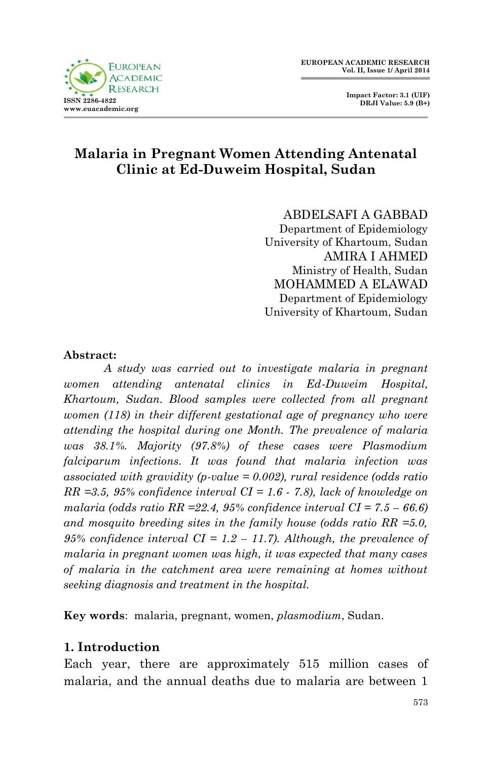# Malaria in Pregnant Women Attending Antenatal Clinic at Ed-Duweim Hospital, Sudan

ABDELSAFI A GABBAD
Department of Epidemiology
University of Khartoum, Sudan

AMIRA I AHMED
Ministry of Health, Sudan

MOHAMMED A ELAWAD
Department of Epidemiology
University of Khartoum, Sudan

**Abstract:**

*A study was carried out to investigate malaria in pregnant women attending antenatal clinics in Ed-Duweim Hospital, Khartoum, Sudan. Blood samples were collected from all pregnant women (118) in their different gestational age of pregnancy who were attending the hospital during one Month. The prevalence of malaria was 38.1%. Majority (97.8%) of these cases were Plasmodium falciparum infections. It was found that malaria infection was associated with gravidity (p-value = 0.002), rural residence (odds ratio RR =3.5, 95% confidence interval CI = 1.6 - 7.8), lack of knowledge on malaria (odds ratio RR =22.4, 95% confidence interval CI = 7.5 – 66.6) and mosquito breeding sites in the family house (odds ratio RR =5.0, 95% confidence interval CI = 1.2 – 11.7). Although, the prevalence of malaria in pregnant women was high, it was expected that many cases of malaria in the catchment area were remaining at homes without seeking diagnosis and treatment in the hospital.*

**Key words**: malaria, pregnant, women, *plasmodium*, Sudan.

## 1. Introduction

Each year, there are approximately 515 million cases of malaria, and the annual deaths due to malaria are between 1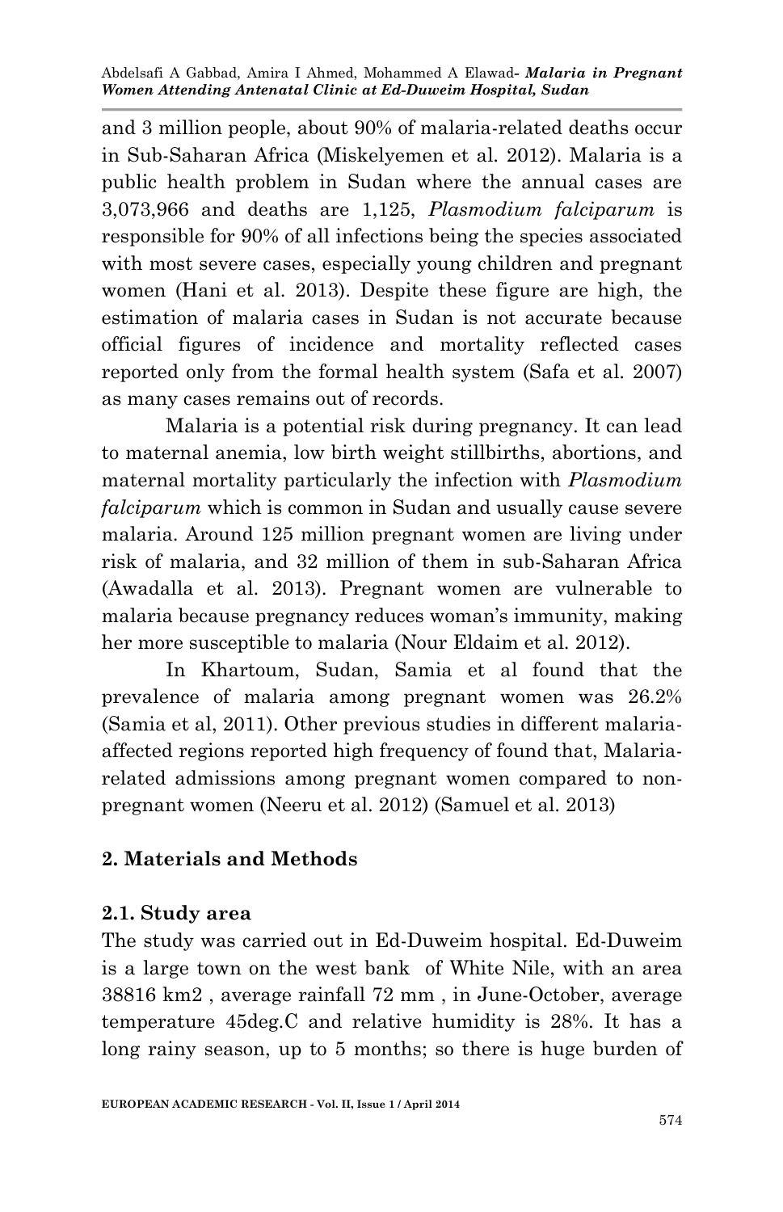and 3 million people, about 90% of malaria-related deaths occur in Sub-Saharan Africa (Miskelyemen et al. 2012). Malaria is a public health problem in Sudan where the annual cases are 3,073,966 and deaths are 1,125, *Plasmodium falciparum* is responsible for 90% of all infections being the species associated with most severe cases, especially young children and pregnant women (Hani et al. 2013). Despite these figure are high, the estimation of malaria cases in Sudan is not accurate because official figures of incidence and mortality reflected cases reported only from the formal health system (Safa et al. 2007) as many cases remains out of records.

Malaria is a potential risk during pregnancy. It can lead to maternal anemia, low birth weight stillbirths, abortions, and maternal mortality particularly the infection with *Plasmodium falciparum* which is common in Sudan and usually cause severe malaria. Around 125 million pregnant women are living under risk of malaria, and 32 million of them in sub-Saharan Africa (Awadalla et al. 2013). Pregnant women are vulnerable to malaria because pregnancy reduces woman's immunity, making her more susceptible to malaria (Nour Eldaim et al. 2012).

In Khartoum, Sudan, Samia et al found that the prevalence of malaria among pregnant women was 26.2% (Samia et al, 2011). Other previous studies in different malaria-affected regions reported high frequency of found that, Malaria-related admissions among pregnant women compared to non-pregnant women (Neeru et al. 2012) (Samuel et al. 2013)

## 2. Materials and Methods

### 2.1. Study area

The study was carried out in Ed-Duweim hospital. Ed-Duweim is a large town on the west bank of White Nile, with an area 38816 km2 , average rainfall 72 mm , in June-October, average temperature 45deg.C and relative humidity is 28%. It has a long rainy season, up to 5 months; so there is huge burden of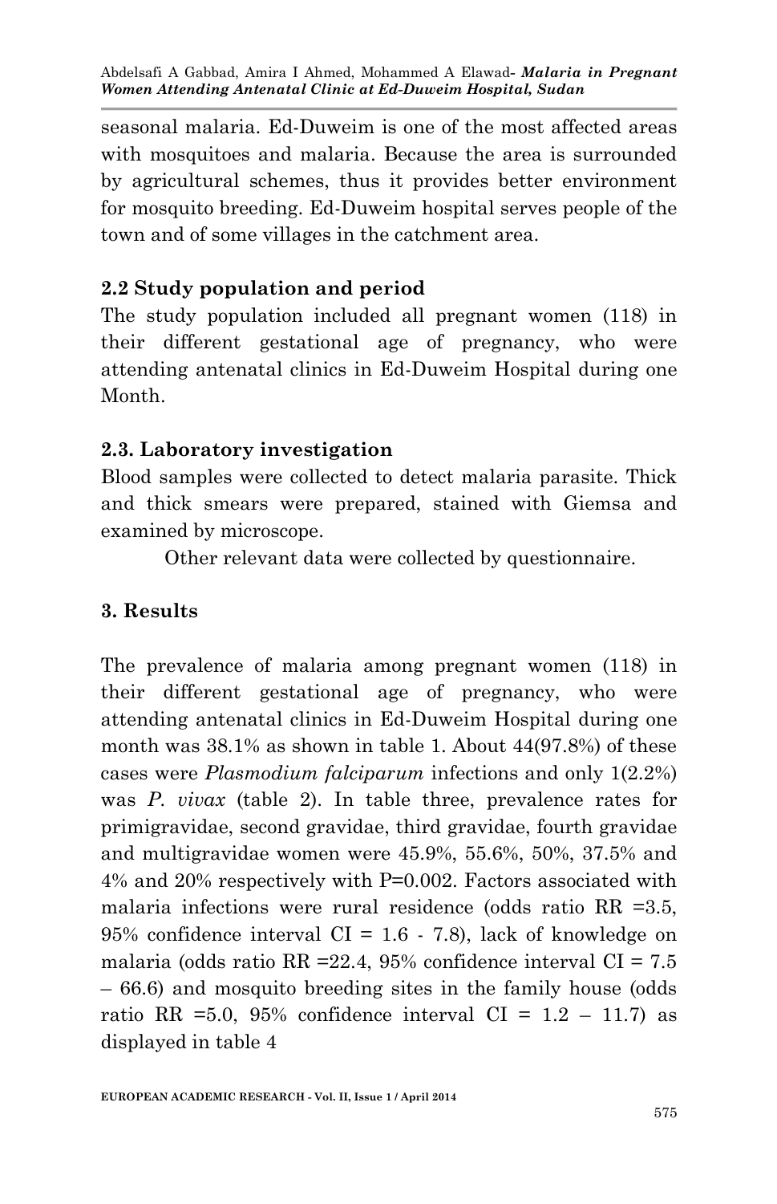seasonal malaria. Ed-Duweim is one of the most affected areas with mosquitoes and malaria. Because the area is surrounded by agricultural schemes, thus it provides better environment for mosquito breeding. Ed-Duweim hospital serves people of the town and of some villages in the catchment area.

### 2.2 Study population and period

The study population included all pregnant women (118) in their different gestational age of pregnancy, who were attending antenatal clinics in Ed-Duweim Hospital during one Month.

### 2.3. Laboratory investigation

Blood samples were collected to detect malaria parasite. Thick and thick smears were prepared, stained with Giemsa and examined by microscope.

Other relevant data were collected by questionnaire.

## 3. Results

The prevalence of malaria among pregnant women (118) in their different gestational age of pregnancy, who were attending antenatal clinics in Ed-Duweim Hospital during one month was 38.1% as shown in table 1. About 44(97.8%) of these cases were *Plasmodium falciparum* infections and only 1(2.2%) was *P. vivax* (table 2). In table three, prevalence rates for primigravidae, second gravidae, third gravidae, fourth gravidae and multigravidae women were 45.9%, 55.6%, 50%, 37.5% and 4% and 20% respectively with P=0.002. Factors associated with malaria infections were rural residence (odds ratio RR =3.5, 95% confidence interval CI = 1.6 - 7.8), lack of knowledge on malaria (odds ratio RR =22.4, 95% confidence interval CI = 7.5 – 66.6) and mosquito breeding sites in the family house (odds ratio RR =5.0, 95% confidence interval CI = 1.2 – 11.7) as displayed in table 4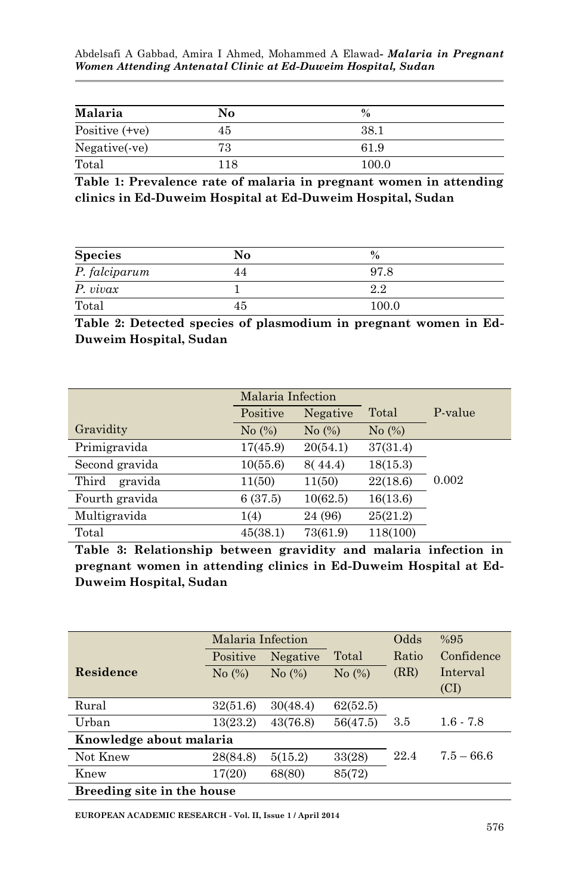| Malaria | No | % |
|---|---|---|
| Positive (+ve) | 45 | 38.1 |
| Negative(-ve) | 73 | 61.9 |
| Total | 118 | 100.0 |

**Table 1: Prevalence rate of malaria in pregnant women in attending clinics in Ed-Duweim Hospital at Ed-Duweim Hospital, Sudan**

| Species | No | % |
|---|---|---|
| *P. falciparum* | 44 | 97.8 |
| *P. vivax* | 1 | 2.2 |
| Total | 45 | 100.0 |

**Table 2: Detected species of plasmodium in pregnant women in Ed-Duweim Hospital, Sudan**

| | Malaria Infection | | | |
|---|---|---|---|---|
| | Positive | Negative | Total | P-value |
| Gravidity | No (%) | No (%) | No (%) | |
| Primigravida | 17(45.9) | 20(54.1) | 37(31.4) | 0.002 |
| Second gravida | 10(55.6) | 8( 44.4) | 18(15.3) | |
| Third gravida | 11(50) | 11(50) | 22(18.6) | |
| Fourth gravida | 6 (37.5) | 10(62.5) | 16(13.6) | |
| Multigravida | 1(4) | 24 (96) | 25(21.2) | |
| Total | 45(38.1) | 73(61.9) | 118(100) | |

**Table 3: Relationship between gravidity and malaria infection in pregnant women in attending clinics in Ed-Duweim Hospital at Ed-Duweim Hospital, Sudan**

| | Malaria Infection | | | Odds | %95 |
|---|---|---|---|---|---|
| | Positive | Negative | Total | Ratio | Confidence |
| **Residence** | No (%) | No (%) | No (%) | (RR) | Interval (CI) |
| Rural | 32(51.6) | 30(48.4) | 62(52.5) | 3.5 | 1.6 - 7.8 |
| Urban | 13(23.2) | 43(76.8) | 56(47.5) | | |
| **Knowledge about malaria** | | | | | |
| Not Knew | 28(84.8) | 5(15.2) | 33(28) | 22.4 | 7.5 – 66.6 |
| Knew | 17(20) | 68(80) | 85(72) | | |
| **Breeding site in the house** | | | | | |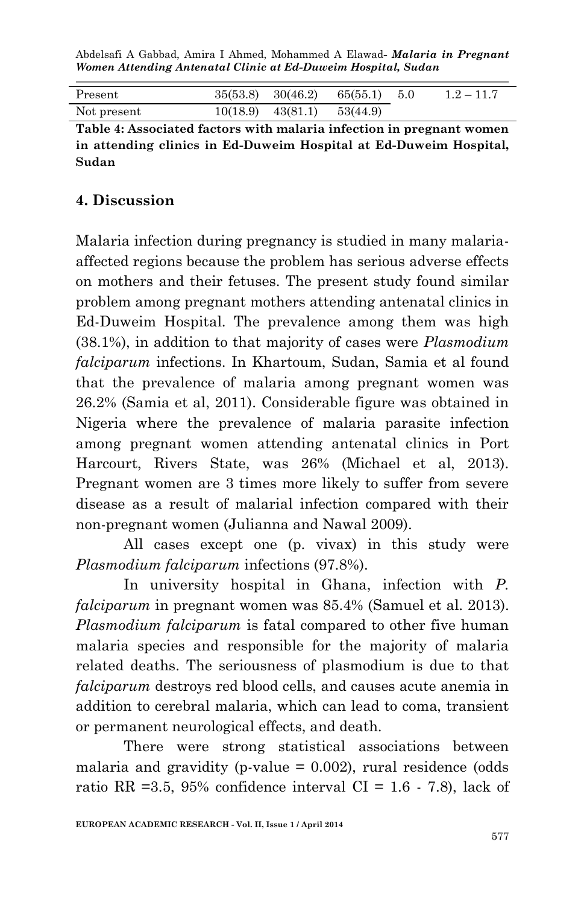| | | | | | |
|---|---|---|---|---|---|
| Present | 35(53.8) | 30(46.2) | 65(55.1) | 5.0 | 1.2 – 11.7 |
| Not present | 10(18.9) | 43(81.1) | 53(44.9) | | |

**Table 4: Associated factors with malaria infection in pregnant women in attending clinics in Ed-Duweim Hospital at Ed-Duweim Hospital, Sudan**

## 4. Discussion

Malaria infection during pregnancy is studied in many malaria-affected regions because the problem has serious adverse effects on mothers and their fetuses. The present study found similar problem among pregnant mothers attending antenatal clinics in Ed-Duweim Hospital. The prevalence among them was high (38.1%), in addition to that majority of cases were *Plasmodium falciparum* infections. In Khartoum, Sudan, Samia et al found that the prevalence of malaria among pregnant women was 26.2% (Samia et al, 2011). Considerable figure was obtained in Nigeria where the prevalence of malaria parasite infection among pregnant women attending antenatal clinics in Port Harcourt, Rivers State, was 26% (Michael et al, 2013). Pregnant women are 3 times more likely to suffer from severe disease as a result of malarial infection compared with their non-pregnant women (Julianna and Nawal 2009).

All cases except one (p. vivax) in this study were *Plasmodium falciparum* infections (97.8%).

In university hospital in Ghana, infection with *P. falciparum* in pregnant women was 85.4% (Samuel et al. 2013). *Plasmodium falciparum* is fatal compared to other five human malaria species and responsible for the majority of malaria related deaths. The seriousness of plasmodium is due to that *falciparum* destroys red blood cells, and causes acute anemia in addition to cerebral malaria, which can lead to coma, transient or permanent neurological effects, and death.

There were strong statistical associations between malaria and gravidity (p-value = 0.002), rural residence (odds ratio RR =3.5, 95% confidence interval CI = 1.6 - 7.8), lack of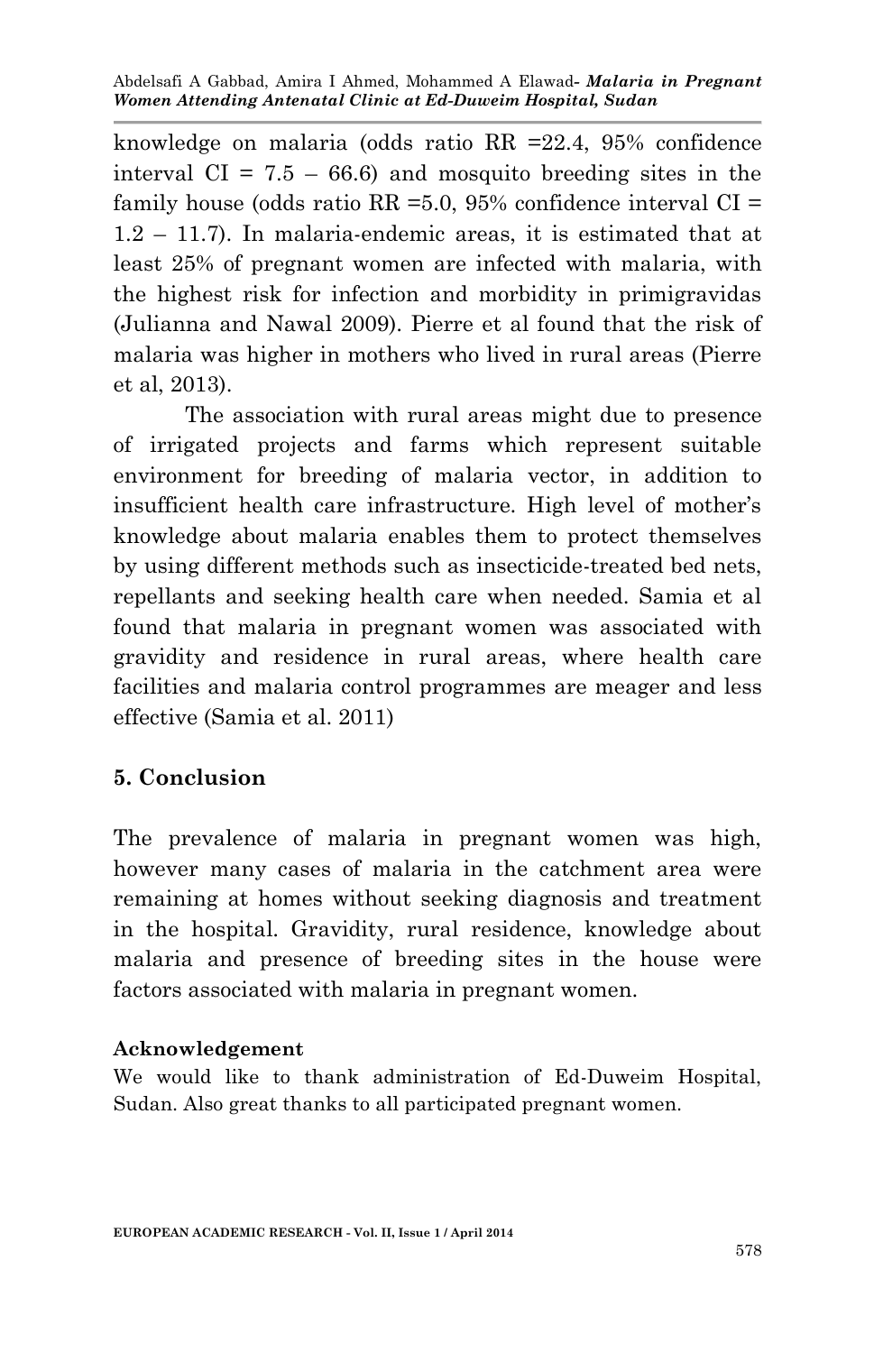knowledge on malaria (odds ratio RR =22.4, 95% confidence interval CI = 7.5 – 66.6) and mosquito breeding sites in the family house (odds ratio RR =5.0, 95% confidence interval CI = 1.2 – 11.7). In malaria-endemic areas, it is estimated that at least 25% of pregnant women are infected with malaria, with the highest risk for infection and morbidity in primigravidas (Julianna and Nawal 2009). Pierre et al found that the risk of malaria was higher in mothers who lived in rural areas (Pierre et al, 2013).

The association with rural areas might due to presence of irrigated projects and farms which represent suitable environment for breeding of malaria vector, in addition to insufficient health care infrastructure. High level of mother's knowledge about malaria enables them to protect themselves by using different methods such as insecticide-treated bed nets, repellants and seeking health care when needed. Samia et al found that malaria in pregnant women was associated with gravidity and residence in rural areas, where health care facilities and malaria control programmes are meager and less effective (Samia et al. 2011)

## 5. Conclusion

The prevalence of malaria in pregnant women was high, however many cases of malaria in the catchment area were remaining at homes without seeking diagnosis and treatment in the hospital. Gravidity, rural residence, knowledge about malaria and presence of breeding sites in the house were factors associated with malaria in pregnant women.

### Acknowledgement

We would like to thank administration of Ed-Duweim Hospital, Sudan. Also great thanks to all participated pregnant women.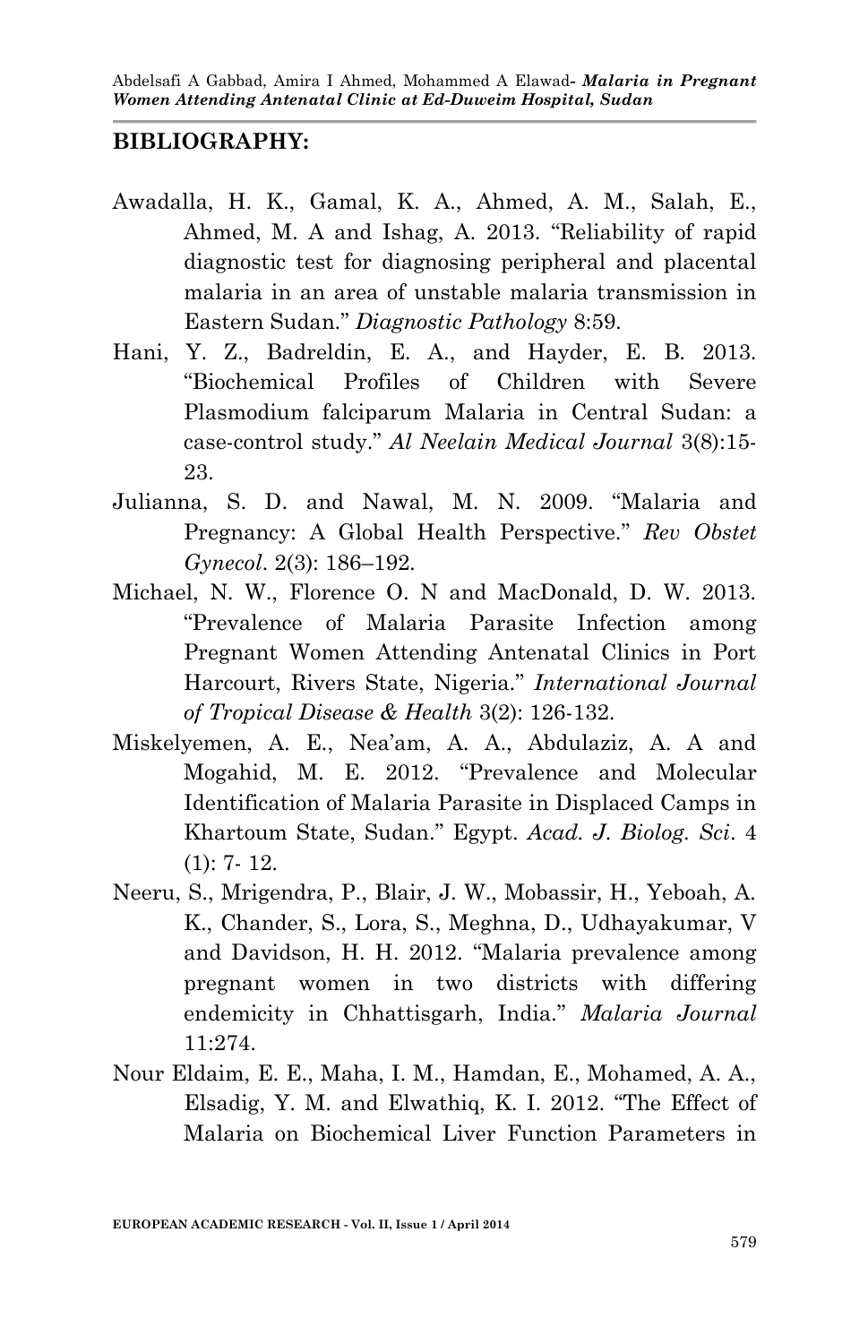## BIBLIOGRAPHY:

Awadalla, H. K., Gamal, K. A., Ahmed, A. M., Salah, E., Ahmed, M. A and Ishag, A. 2013. "Reliability of rapid diagnostic test for diagnosing peripheral and placental malaria in an area of unstable malaria transmission in Eastern Sudan." *Diagnostic Pathology* 8:59.

Hani, Y. Z., Badreldin, E. A., and Hayder, E. B. 2013. "Biochemical Profiles of Children with Severe Plasmodium falciparum Malaria in Central Sudan: a case-control study." *Al Neelain Medical Journal* 3(8):15-23.

Julianna, S. D. and Nawal, M. N. 2009. "Malaria and Pregnancy: A Global Health Perspective." *Rev Obstet Gynecol*. 2(3): 186–192.

Michael, N. W., Florence O. N and MacDonald, D. W. 2013. "Prevalence of Malaria Parasite Infection among Pregnant Women Attending Antenatal Clinics in Port Harcourt, Rivers State, Nigeria." *International Journal of Tropical Disease & Health* 3(2): 126-132.

Miskelyemen, A. E., Nea'am, A. A., Abdulaziz, A. A and Mogahid, M. E. 2012. "Prevalence and Molecular Identification of Malaria Parasite in Displaced Camps in Khartoum State, Sudan." Egypt. *Acad. J. Biolog. Sci*. 4 (1): 7- 12.

Neeru, S., Mrigendra, P., Blair, J. W., Mobassir, H., Yeboah, A. K., Chander, S., Lora, S., Meghna, D., Udhayakumar, V and Davidson, H. H. 2012. "Malaria prevalence among pregnant women in two districts with differing endemicity in Chhattisgarh, India." *Malaria Journal* 11:274.

Nour Eldaim, E. E., Maha, I. M., Hamdan, E., Mohamed, A. A., Elsadig, Y. M. and Elwathiq, K. I. 2012. "The Effect of Malaria on Biochemical Liver Function Parameters in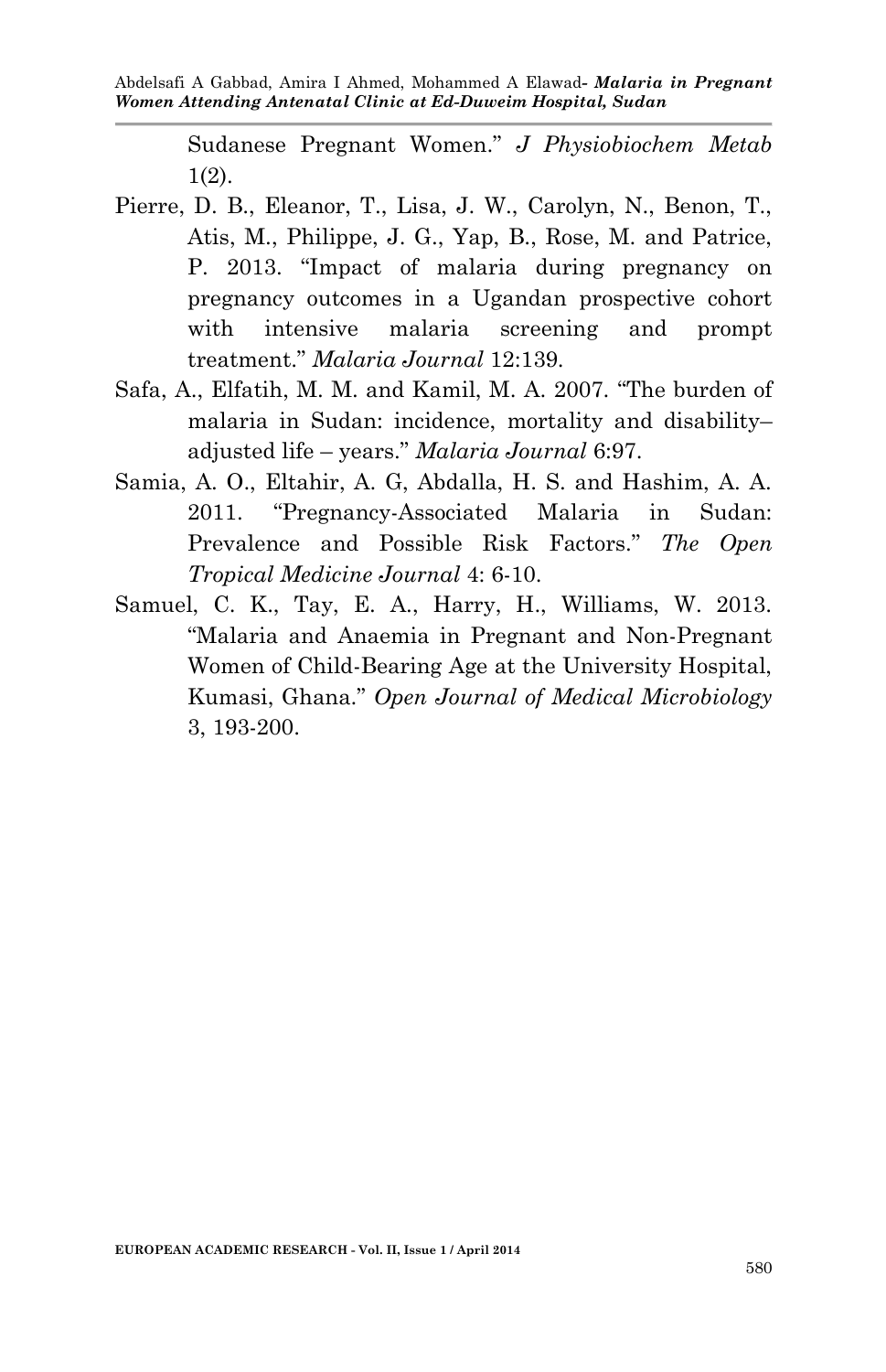Sudanese Pregnant Women." *J Physiobiochem Metab* 1(2).

Pierre, D. B., Eleanor, T., Lisa, J. W., Carolyn, N., Benon, T., Atis, M., Philippe, J. G., Yap, B., Rose, M. and Patrice, P. 2013. "Impact of malaria during pregnancy on pregnancy outcomes in a Ugandan prospective cohort with intensive malaria screening and prompt treatment." *Malaria Journal* 12:139.

Safa, A., Elfatih, M. M. and Kamil, M. A. 2007. "The burden of malaria in Sudan: incidence, mortality and disability– adjusted life – years." *Malaria Journal* 6:97.

Samia, A. O., Eltahir, A. G, Abdalla, H. S. and Hashim, A. A. 2011. "Pregnancy-Associated Malaria in Sudan: Prevalence and Possible Risk Factors." *The Open Tropical Medicine Journal* 4: 6-10.

Samuel, C. K., Tay, E. A., Harry, H., Williams, W. 2013. "Malaria and Anaemia in Pregnant and Non-Pregnant Women of Child-Bearing Age at the University Hospital, Kumasi, Ghana." *Open Journal of Medical Microbiology* 3, 193-200.